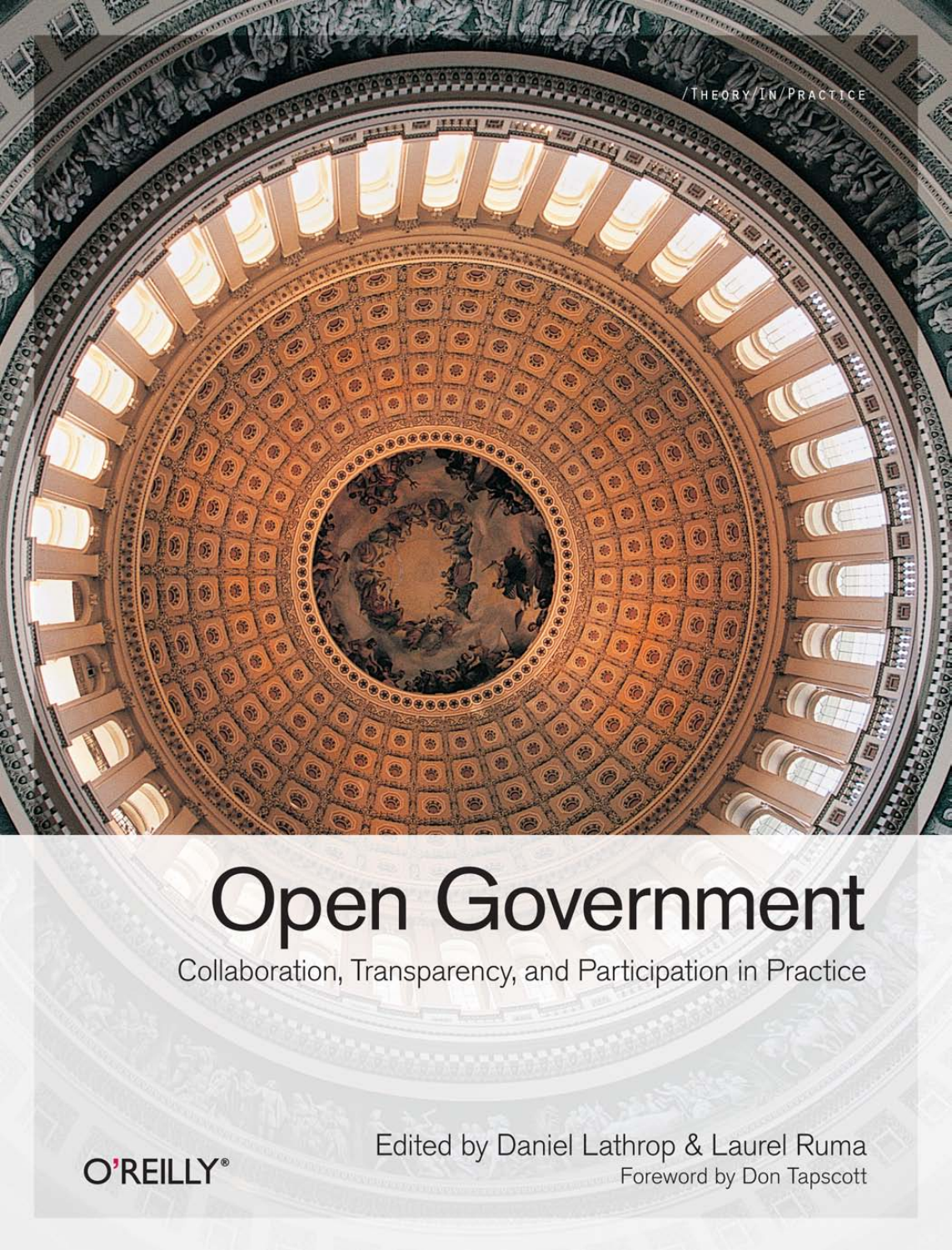/THEORY/IN/PRACTICE

# Open Government

## Collaboration, Transparency, and Participation in Practice

Edited by Daniel Lathrop & Laurel Ruma

Foreword by Don Tapscott

O'REILLY®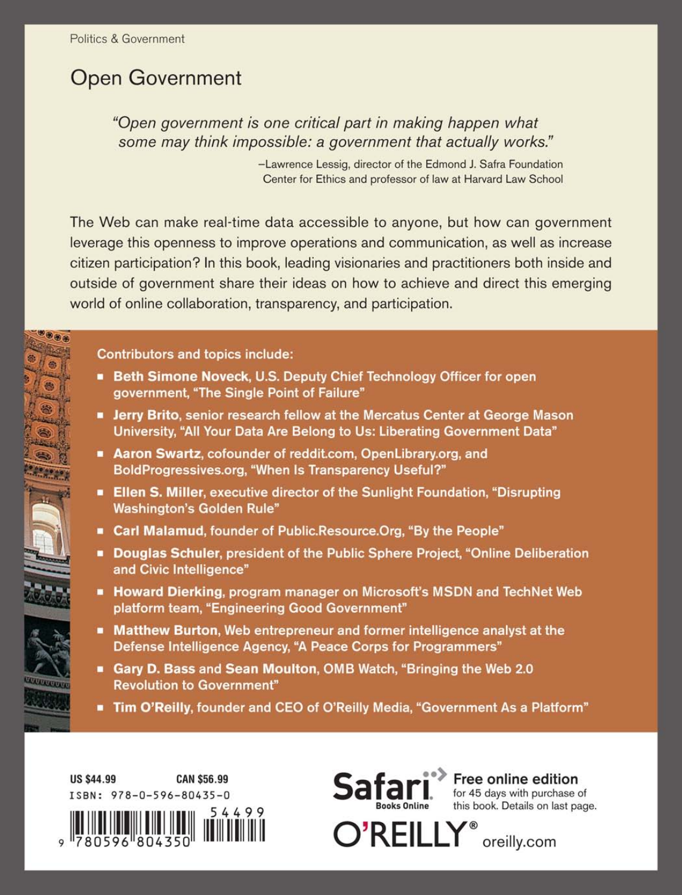Politics & Government

# Open Government

> *"Open government is one critical part in making happen what some may think impossible: a government that actually works."*
>
> –Lawrence Lessig, director of the Edmond J. Safra Foundation Center for Ethics and professor of law at Harvard Law School

The Web can make real-time data accessible to anyone, but how can government leverage this openness to improve operations and communication, as well as increase citizen participation? In this book, leading visionaries and practitioners both inside and outside of government share their ideas on how to achieve and direct this emerging world of online collaboration, transparency, and participation.

Contributors and topics include:

- **Beth Simone Noveck**, U.S. Deputy Chief Technology Officer for open government, "The Single Point of Failure"
- **Jerry Brito**, senior research fellow at the Mercatus Center at George Mason University, "All Your Data Are Belong to Us: Liberating Government Data"
- **Aaron Swartz**, cofounder of reddit.com, OpenLibrary.org, and BoldProgressives.org, "When Is Transparency Useful?"
- **Ellen S. Miller**, executive director of the Sunlight Foundation, "Disrupting Washington's Golden Rule"
- **Carl Malamud**, founder of Public.Resource.Org, "By the People"
- **Douglas Schuler**, president of the Public Sphere Project, "Online Deliberation and Civic Intelligence"
- **Howard Dierking**, program manager on Microsoft's MSDN and TechNet Web platform team, "Engineering Good Government"
- **Matthew Burton**, Web entrepreneur and former intelligence analyst at the Defense Intelligence Agency, "A Peace Corps for Programmers"
- **Gary D. Bass** and **Sean Moulton**, OMB Watch, "Bringing the Web 2.0 Revolution to Government"
- **Tim O'Reilly**, founder and CEO of O'Reilly Media, "Government As a Platform"

US $44.99 CAN $56.99

ISBN: 978-0-596-80435-0

54499

9 780596 804350

**Safari** Books Online — **Free online edition** for 45 days with purchase of this book. Details on last page.

O'REILLY® oreilly.com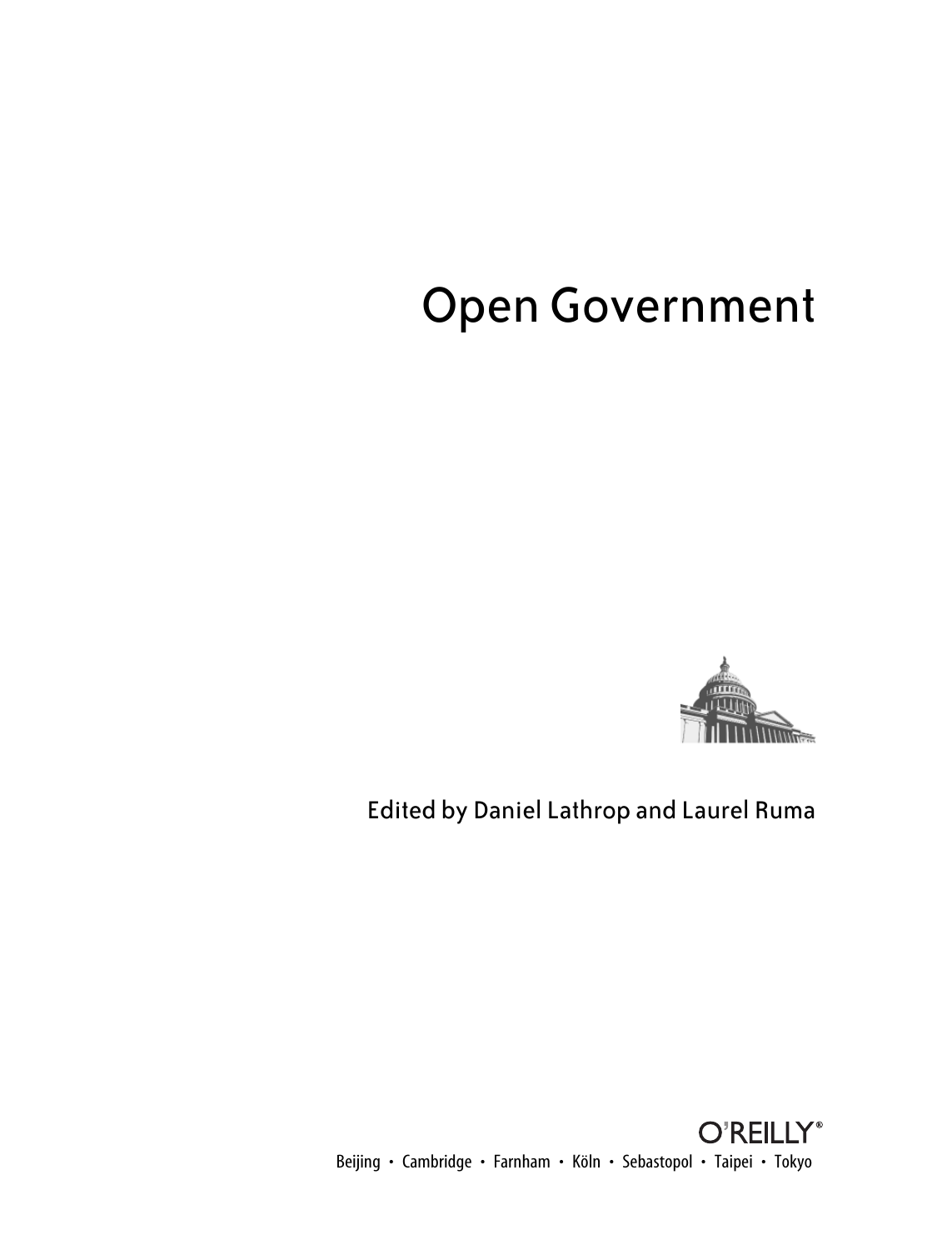# Open Government

Edited by Daniel Lathrop and Laurel Ruma

O'REILLY®

Beijing • Cambridge • Farnham • Köln • Sebastopol • Taipei • Tokyo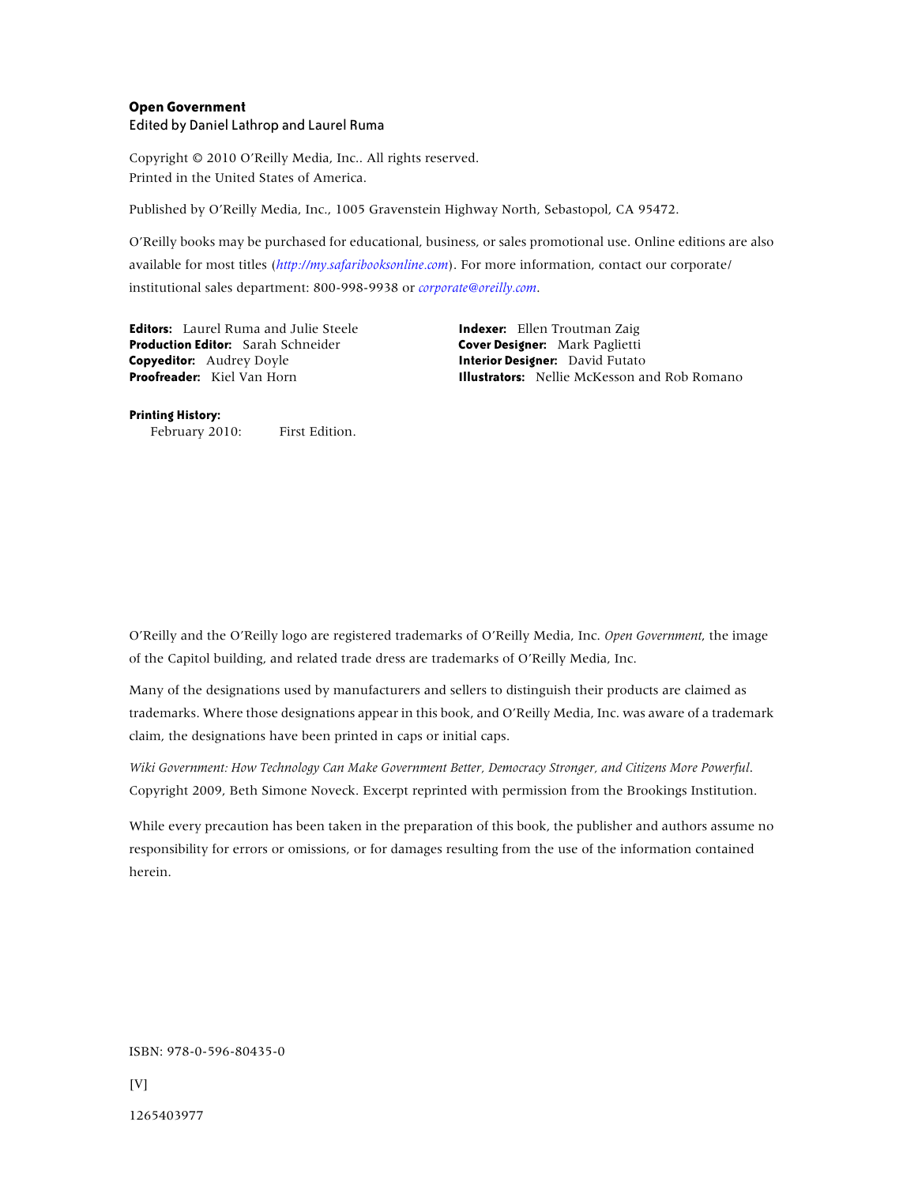**Open Government**
Edited by Daniel Lathrop and Laurel Ruma

Copyright © 2010 O'Reilly Media, Inc.. All rights reserved.
Printed in the United States of America.

Published by O'Reilly Media, Inc., 1005 Gravenstein Highway North, Sebastopol, CA 95472.

O'Reilly books may be purchased for educational, business, or sales promotional use. Online editions are also available for most titles (*http://my.safaribooksonline.com*). For more information, contact our corporate/institutional sales department: 800-998-9938 or *corporate@oreilly.com*.

**Editors:** Laurel Ruma and Julie Steele
**Production Editor:** Sarah Schneider
**Copyeditor:** Audrey Doyle
**Proofreader:** Kiel Van Horn
**Indexer:** Ellen Troutman Zaig
**Cover Designer:** Mark Paglietti
**Interior Designer:** David Futato
**Illustrators:** Nellie McKesson and Rob Romano

**Printing History:**
February 2010: First Edition.

O'Reilly and the O'Reilly logo are registered trademarks of O'Reilly Media, Inc. *Open Government*, the image of the Capitol building, and related trade dress are trademarks of O'Reilly Media, Inc.

Many of the designations used by manufacturers and sellers to distinguish their products are claimed as trademarks. Where those designations appear in this book, and O'Reilly Media, Inc. was aware of a trademark claim, the designations have been printed in caps or initial caps.

*Wiki Government: How Technology Can Make Government Better, Democracy Stronger, and Citizens More Powerful*. Copyright 2009, Beth Simone Noveck. Excerpt reprinted with permission from the Brookings Institution.

While every precaution has been taken in the preparation of this book, the publisher and authors assume no responsibility for errors or omissions, or for damages resulting from the use of the information contained herein.

ISBN: 978-0-596-80435-0

[V]

1265403977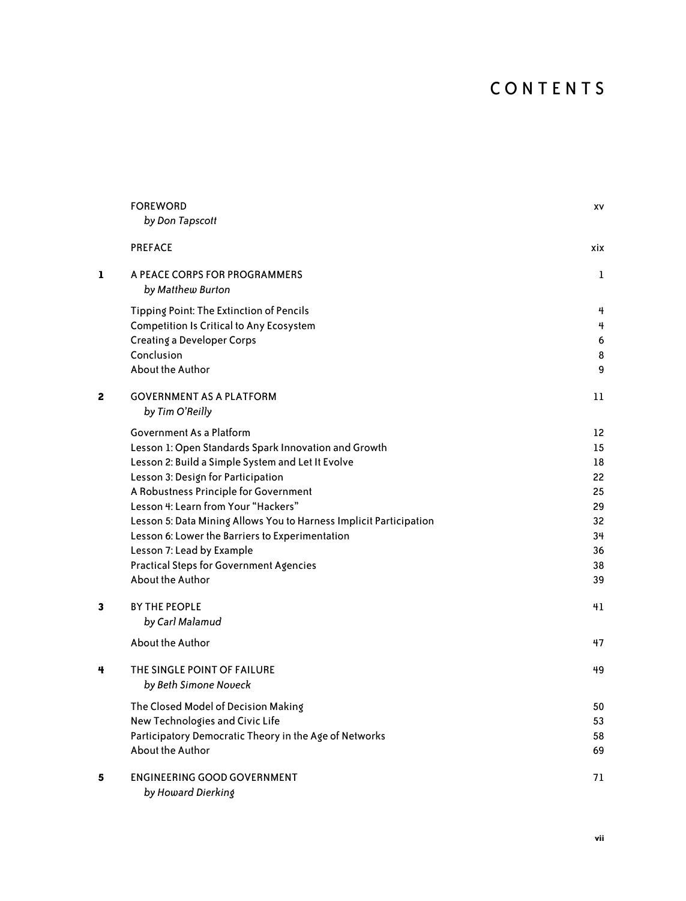# CONTENTS

| | | |
|---|---|---|
| | FOREWORD<br>*by Don Tapscott* | xv |
| | PREFACE | xix |
| **1** | A PEACE CORPS FOR PROGRAMMERS<br>*by Matthew Burton* | 1 |
| | Tipping Point: The Extinction of Pencils | 4 |
| | Competition Is Critical to Any Ecosystem | 4 |
| | Creating a Developer Corps | 6 |
| | Conclusion | 8 |
| | About the Author | 9 |
| **2** | GOVERNMENT AS A PLATFORM<br>*by Tim O'Reilly* | 11 |
| | Government As a Platform | 12 |
| | Lesson 1: Open Standards Spark Innovation and Growth | 15 |
| | Lesson 2: Build a Simple System and Let It Evolve | 18 |
| | Lesson 3: Design for Participation | 22 |
| | A Robustness Principle for Government | 25 |
| | Lesson 4: Learn from Your "Hackers" | 29 |
| | Lesson 5: Data Mining Allows You to Harness Implicit Participation | 32 |
| | Lesson 6: Lower the Barriers to Experimentation | 34 |
| | Lesson 7: Lead by Example | 36 |
| | Practical Steps for Government Agencies | 38 |
| | About the Author | 39 |
| **3** | BY THE PEOPLE<br>*by Carl Malamud* | 41 |
| | About the Author | 47 |
| **4** | THE SINGLE POINT OF FAILURE<br>*by Beth Simone Noveck* | 49 |
| | The Closed Model of Decision Making | 50 |
| | New Technologies and Civic Life | 53 |
| | Participatory Democratic Theory in the Age of Networks | 58 |
| | About the Author | 69 |
| **5** | ENGINEERING GOOD GOVERNMENT<br>*by Howard Dierking* | 71 |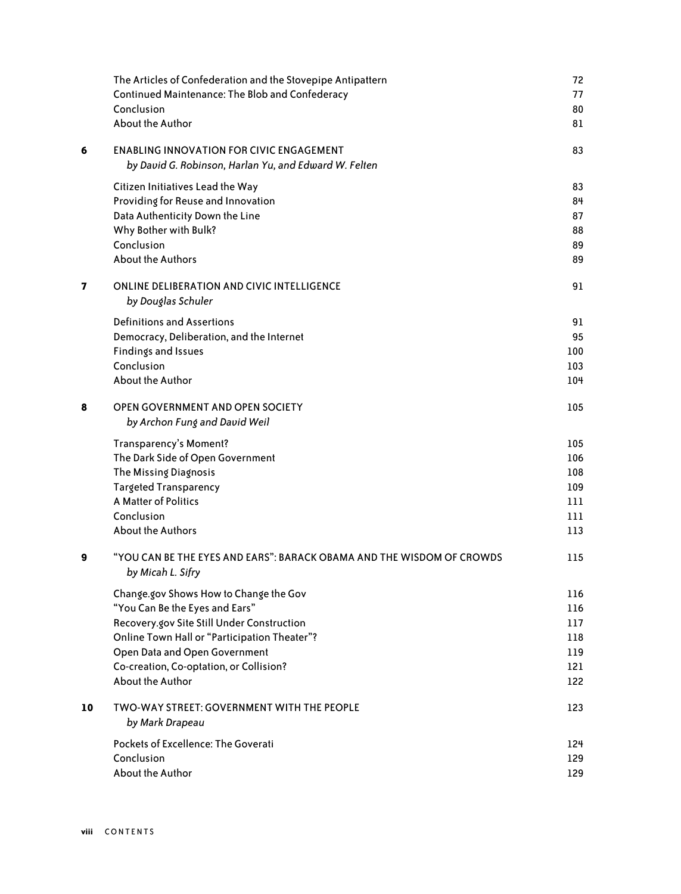| | | |
|---|---|---|
| | The Articles of Confederation and the Stovepipe Antipattern | 72 |
| | Continued Maintenance: The Blob and Confederacy | 77 |
| | Conclusion | 80 |
| | About the Author | 81 |
| **6** | ENABLING INNOVATION FOR CIVIC ENGAGEMENT<br>*by David G. Robinson, Harlan Yu, and Edward W. Felten* | 83 |
| | Citizen Initiatives Lead the Way | 83 |
| | Providing for Reuse and Innovation | 84 |
| | Data Authenticity Down the Line | 87 |
| | Why Bother with Bulk? | 88 |
| | Conclusion | 89 |
| | About the Authors | 89 |
| **7** | ONLINE DELIBERATION AND CIVIC INTELLIGENCE<br>*by Douglas Schuler* | 91 |
| | Definitions and Assertions | 91 |
| | Democracy, Deliberation, and the Internet | 95 |
| | Findings and Issues | 100 |
| | Conclusion | 103 |
| | About the Author | 104 |
| **8** | OPEN GOVERNMENT AND OPEN SOCIETY<br>*by Archon Fung and David Weil* | 105 |
| | Transparency's Moment? | 105 |
| | The Dark Side of Open Government | 106 |
| | The Missing Diagnosis | 108 |
| | Targeted Transparency | 109 |
| | A Matter of Politics | 111 |
| | Conclusion | 111 |
| | About the Authors | 113 |
| **9** | "YOU CAN BE THE EYES AND EARS": BARACK OBAMA AND THE WISDOM OF CROWDS<br>*by Micah L. Sifry* | 115 |
| | Change.gov Shows How to Change the Gov | 116 |
| | "You Can Be the Eyes and Ears" | 116 |
| | Recovery.gov Site Still Under Construction | 117 |
| | Online Town Hall or "Participation Theater"? | 118 |
| | Open Data and Open Government | 119 |
| | Co-creation, Co-optation, or Collision? | 121 |
| | About the Author | 122 |
| **10** | TWO-WAY STREET: GOVERNMENT WITH THE PEOPLE<br>*by Mark Drapeau* | 123 |
| | Pockets of Excellence: The Goverati | 124 |
| | Conclusion | 129 |
| | About the Author | 129 |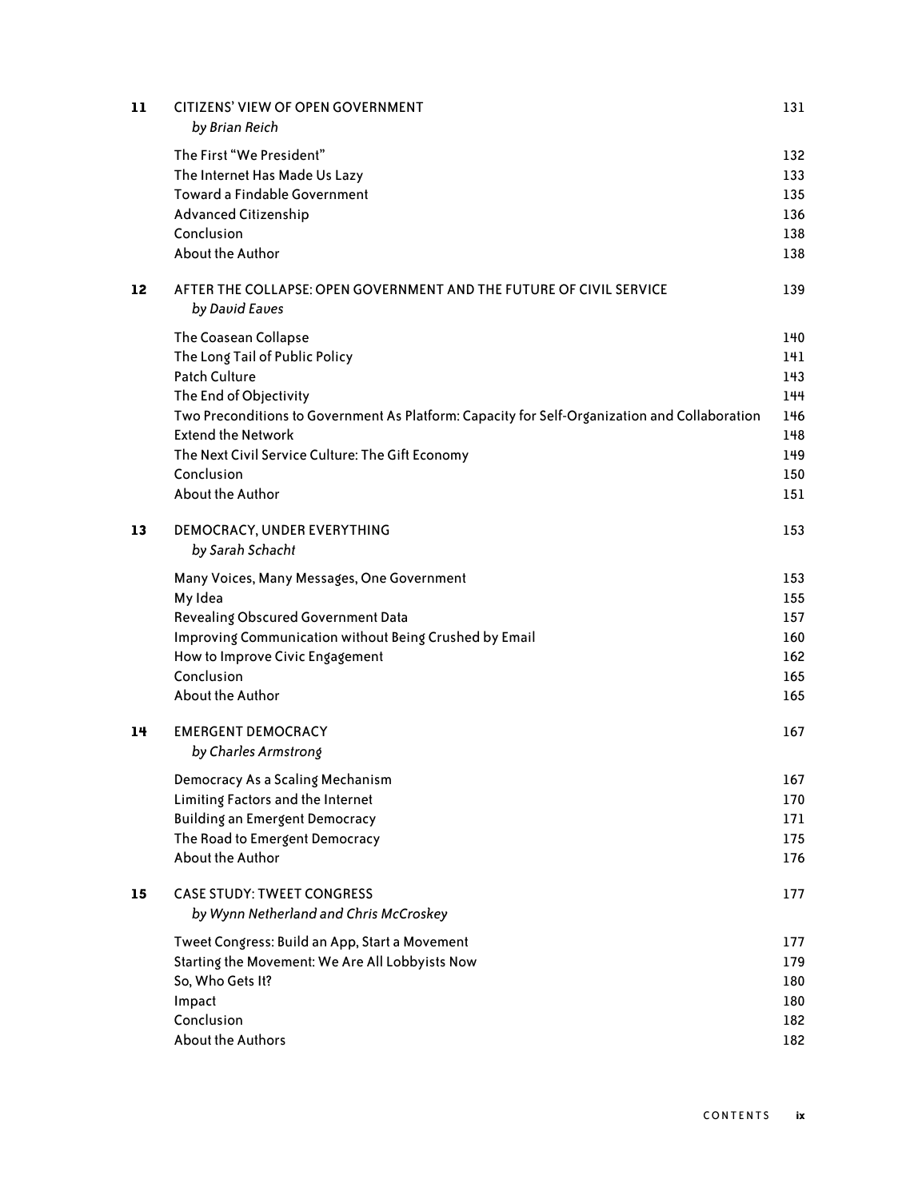| | | |
|---|---|---|
| **11** | CITIZENS' VIEW OF OPEN GOVERNMENT<br>*by Brian Reich* | 131 |
| | The First "We President" | 132 |
| | The Internet Has Made Us Lazy | 133 |
| | Toward a Findable Government | 135 |
| | Advanced Citizenship | 136 |
| | Conclusion | 138 |
| | About the Author | 138 |
| **12** | AFTER THE COLLAPSE: OPEN GOVERNMENT AND THE FUTURE OF CIVIL SERVICE<br>*by David Eaves* | 139 |
| | The Coasean Collapse | 140 |
| | The Long Tail of Public Policy | 141 |
| | Patch Culture | 143 |
| | The End of Objectivity | 144 |
| | Two Preconditions to Government As Platform: Capacity for Self-Organization and Collaboration | 146 |
| | Extend the Network | 148 |
| | The Next Civil Service Culture: The Gift Economy | 149 |
| | Conclusion | 150 |
| | About the Author | 151 |
| **13** | DEMOCRACY, UNDER EVERYTHING<br>*by Sarah Schacht* | 153 |
| | Many Voices, Many Messages, One Government | 153 |
| | My Idea | 155 |
| | Revealing Obscured Government Data | 157 |
| | Improving Communication without Being Crushed by Email | 160 |
| | How to Improve Civic Engagement | 162 |
| | Conclusion | 165 |
| | About the Author | 165 |
| **14** | EMERGENT DEMOCRACY<br>*by Charles Armstrong* | 167 |
| | Democracy As a Scaling Mechanism | 167 |
| | Limiting Factors and the Internet | 170 |
| | Building an Emergent Democracy | 171 |
| | The Road to Emergent Democracy | 175 |
| | About the Author | 176 |
| **15** | CASE STUDY: TWEET CONGRESS<br>*by Wynn Netherland and Chris McCroskey* | 177 |
| | Tweet Congress: Build an App, Start a Movement | 177 |
| | Starting the Movement: We Are All Lobbyists Now | 179 |
| | So, Who Gets It? | 180 |
| | Impact | 180 |
| | Conclusion | 182 |
| | About the Authors | 182 |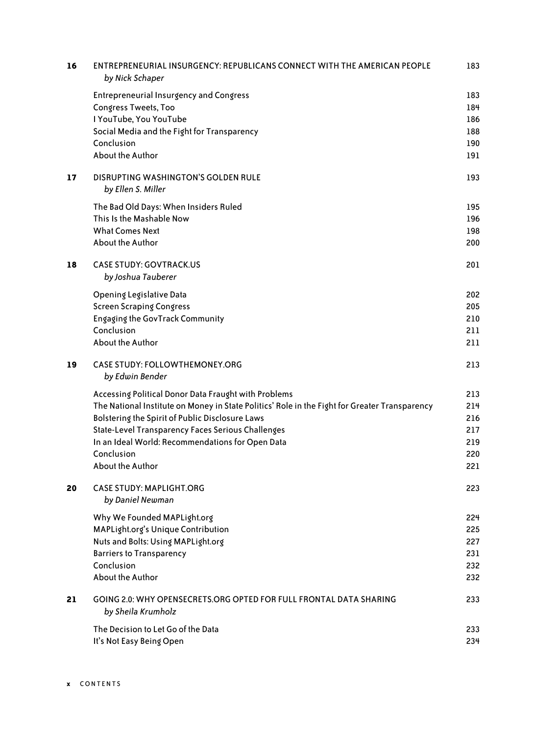| | | |
|---|---|---|
| **16** | ENTREPRENEURIAL INSURGENCY: REPUBLICANS CONNECT WITH THE AMERICAN PEOPLE<br>*by Nick Schaper* | 183 |
| | Entrepreneurial Insurgency and Congress | 183 |
| | Congress Tweets, Too | 184 |
| | I YouTube, You YouTube | 186 |
| | Social Media and the Fight for Transparency | 188 |
| | Conclusion | 190 |
| | About the Author | 191 |
| **17** | DISRUPTING WASHINGTON'S GOLDEN RULE<br>*by Ellen S. Miller* | 193 |
| | The Bad Old Days: When Insiders Ruled | 195 |
| | This Is the Mashable Now | 196 |
| | What Comes Next | 198 |
| | About the Author | 200 |
| **18** | CASE STUDY: GOVTRACK.US<br>*by Joshua Tauberer* | 201 |
| | Opening Legislative Data | 202 |
| | Screen Scraping Congress | 205 |
| | Engaging the GovTrack Community | 210 |
| | Conclusion | 211 |
| | About the Author | 211 |
| **19** | CASE STUDY: FOLLOWTHEMONEY.ORG<br>*by Edwin Bender* | 213 |
| | Accessing Political Donor Data Fraught with Problems | 213 |
| | The National Institute on Money in State Politics' Role in the Fight for Greater Transparency | 214 |
| | Bolstering the Spirit of Public Disclosure Laws | 216 |
| | State-Level Transparency Faces Serious Challenges | 217 |
| | In an Ideal World: Recommendations for Open Data | 219 |
| | Conclusion | 220 |
| | About the Author | 221 |
| **20** | CASE STUDY: MAPLIGHT.ORG<br>*by Daniel Newman* | 223 |
| | Why We Founded MAPLight.org | 224 |
| | MAPLight.org's Unique Contribution | 225 |
| | Nuts and Bolts: Using MAPLight.org | 227 |
| | Barriers to Transparency | 231 |
| | Conclusion | 232 |
| | About the Author | 232 |
| **21** | GOING 2.0: WHY OPENSECRETS.ORG OPTED FOR FULL FRONTAL DATA SHARING<br>*by Sheila Krumholz* | 233 |
| | The Decision to Let Go of the Data | 233 |
| | It's Not Easy Being Open | 234 |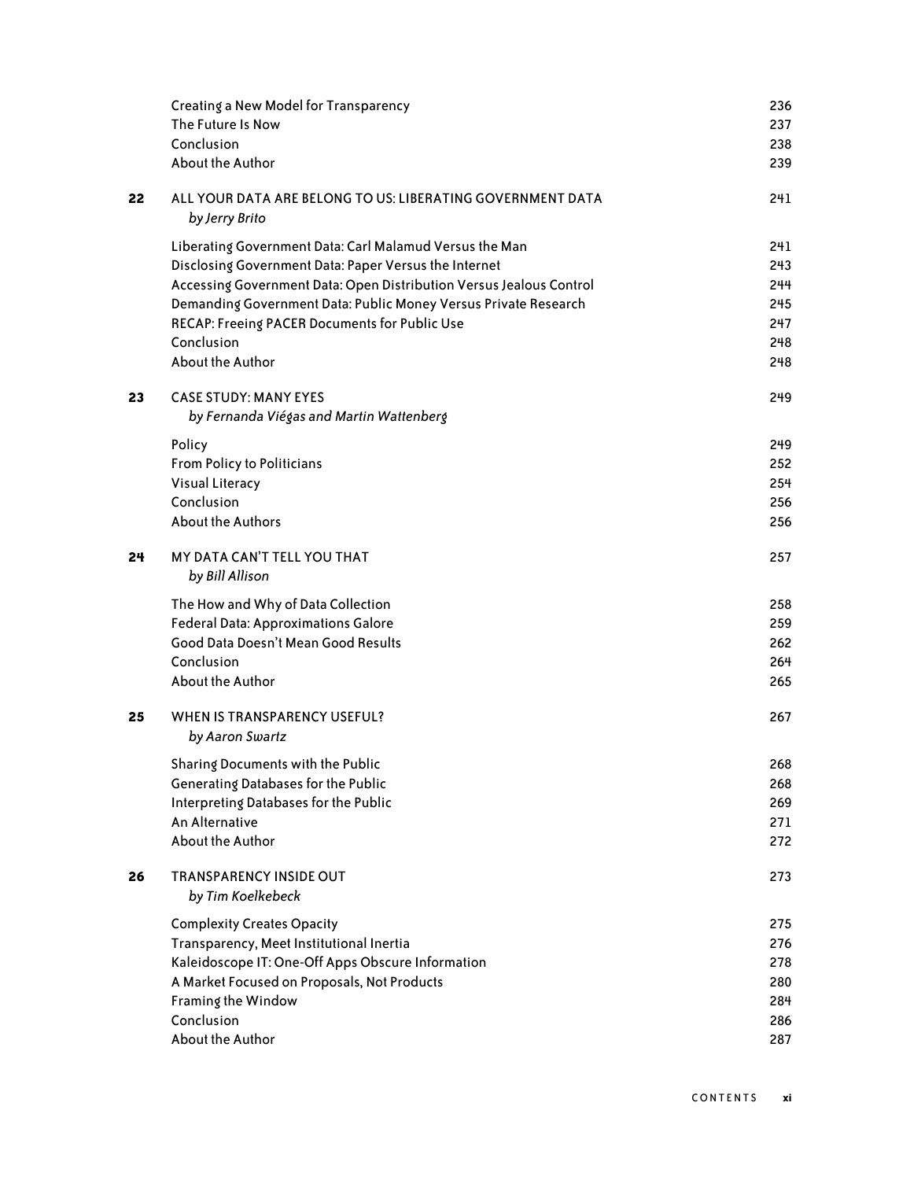| | | |
|---|---|---|
| | Creating a New Model for Transparency | 236 |
| | The Future Is Now | 237 |
| | Conclusion | 238 |
| | About the Author | 239 |
| **22** | **ALL YOUR DATA ARE BELONG TO US: LIBERATING GOVERNMENT DATA** *by Jerry Brito* | **241** |
| | Liberating Government Data: Carl Malamud Versus the Man | 241 |
| | Disclosing Government Data: Paper Versus the Internet | 243 |
| | Accessing Government Data: Open Distribution Versus Jealous Control | 244 |
| | Demanding Government Data: Public Money Versus Private Research | 245 |
| | RECAP: Freeing PACER Documents for Public Use | 247 |
| | Conclusion | 248 |
| | About the Author | 248 |
| **23** | **CASE STUDY: MANY EYES** *by Fernanda Viégas and Martin Wattenberg* | **249** |
| | Policy | 249 |
| | From Policy to Politicians | 252 |
| | Visual Literacy | 254 |
| | Conclusion | 256 |
| | About the Authors | 256 |
| **24** | **MY DATA CAN'T TELL YOU THAT** *by Bill Allison* | **257** |
| | The How and Why of Data Collection | 258 |
| | Federal Data: Approximations Galore | 259 |
| | Good Data Doesn't Mean Good Results | 262 |
| | Conclusion | 264 |
| | About the Author | 265 |
| **25** | **WHEN IS TRANSPARENCY USEFUL?** *by Aaron Swartz* | **267** |
| | Sharing Documents with the Public | 268 |
| | Generating Databases for the Public | 268 |
| | Interpreting Databases for the Public | 269 |
| | An Alternative | 271 |
| | About the Author | 272 |
| **26** | **TRANSPARENCY INSIDE OUT** *by Tim Koelkebeck* | **273** |
| | Complexity Creates Opacity | 275 |
| | Transparency, Meet Institutional Inertia | 276 |
| | Kaleidoscope IT: One-Off Apps Obscure Information | 278 |
| | A Market Focused on Proposals, Not Products | 280 |
| | Framing the Window | 284 |
| | Conclusion | 286 |
| | About the Author | 287 |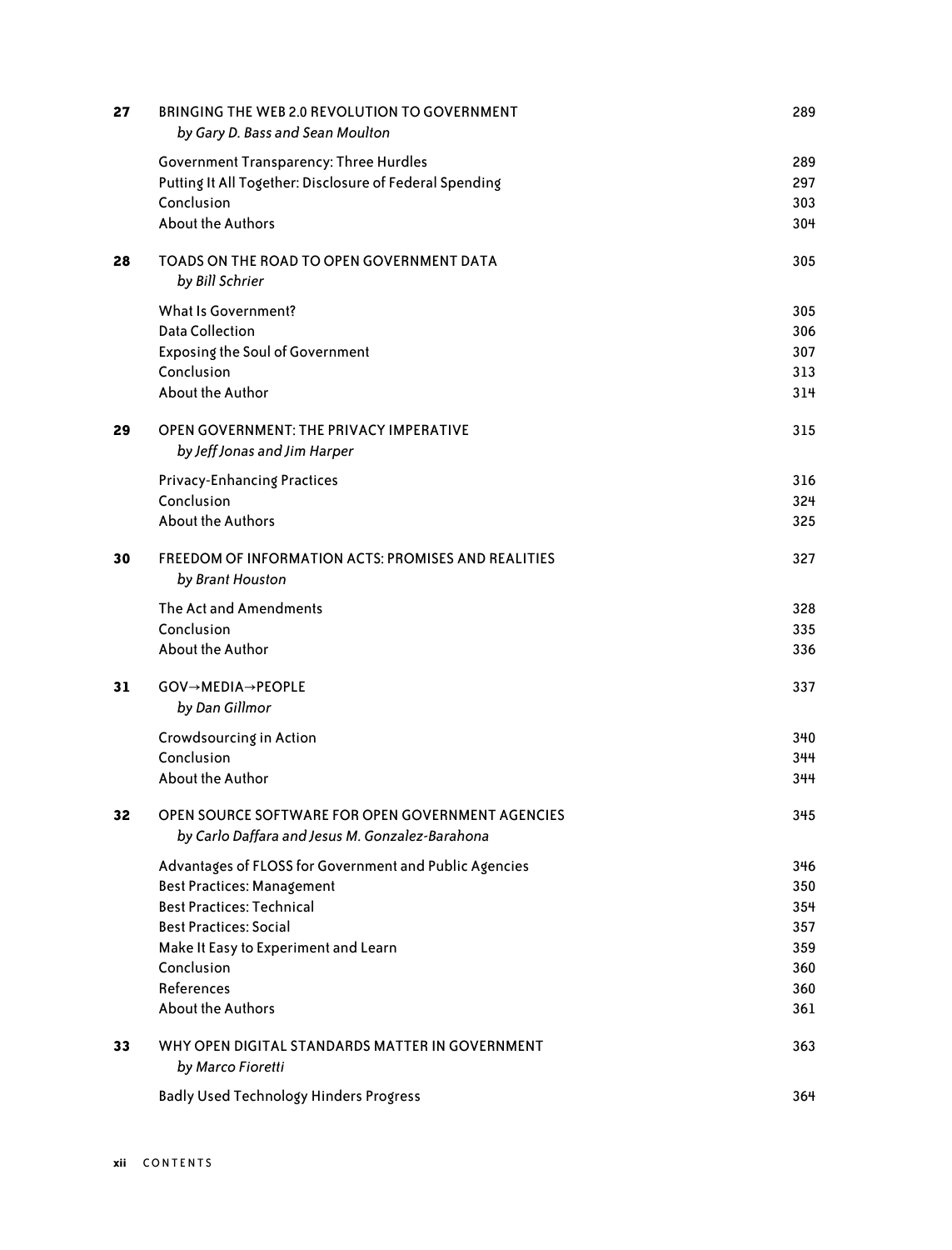**27** BRINGING THE WEB 2.0 REVOLUTION TO GOVERNMENT 289
*by Gary D. Bass and Sean Moulton*

Government Transparency: Three Hurdles 289
Putting It All Together: Disclosure of Federal Spending 297
Conclusion 303
About the Authors 304

**28** TOADS ON THE ROAD TO OPEN GOVERNMENT DATA 305
*by Bill Schrier*

What Is Government? 305
Data Collection 306
Exposing the Soul of Government 307
Conclusion 313
About the Author 314

**29** OPEN GOVERNMENT: THE PRIVACY IMPERATIVE 315
*by Jeff Jonas and Jim Harper*

Privacy-Enhancing Practices 316
Conclusion 324
About the Authors 325

**30** FREEDOM OF INFORMATION ACTS: PROMISES AND REALITIES 327
*by Brant Houston*

The Act and Amendments 328
Conclusion 335
About the Author 336

**31** GOV→MEDIA→PEOPLE 337
*by Dan Gillmor*

Crowdsourcing in Action 340
Conclusion 344
About the Author 344

**32** OPEN SOURCE SOFTWARE FOR OPEN GOVERNMENT AGENCIES 345
*by Carlo Daffara and Jesus M. Gonzalez-Barahona*

Advantages of FLOSS for Government and Public Agencies 346
Best Practices: Management 350
Best Practices: Technical 354
Best Practices: Social 357
Make It Easy to Experiment and Learn 359
Conclusion 360
References 360
About the Authors 361

**33** WHY OPEN DIGITAL STANDARDS MATTER IN GOVERNMENT 363
*by Marco Fioretti*

Badly Used Technology Hinders Progress 364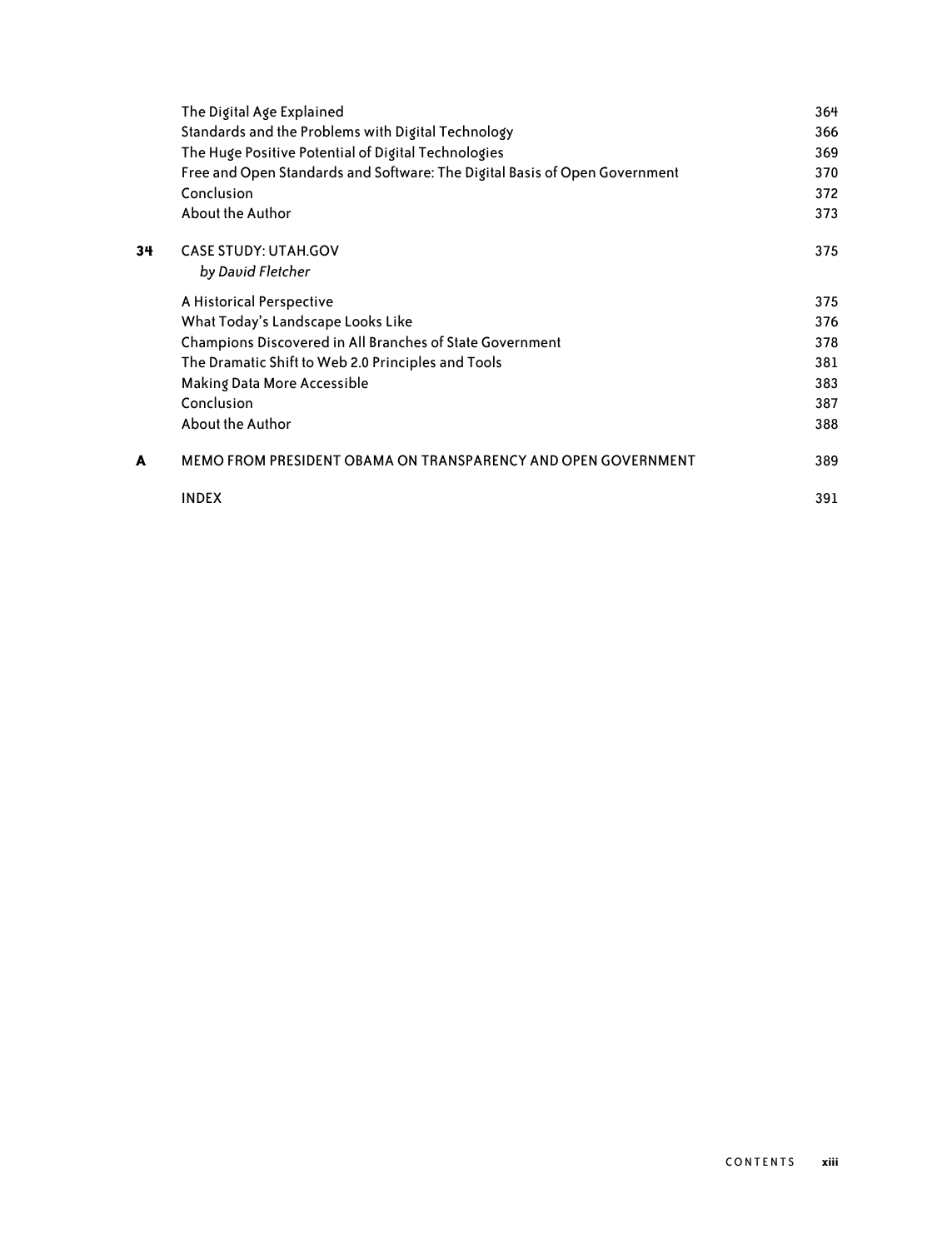| | | |
|---|---|---|
| | The Digital Age Explained | 364 |
| | Standards and the Problems with Digital Technology | 366 |
| | The Huge Positive Potential of Digital Technologies | 369 |
| | Free and Open Standards and Software: The Digital Basis of Open Government | 370 |
| | Conclusion | 372 |
| | About the Author | 373 |
| **34** | CASE STUDY: UTAH.GOV<br>*by David Fletcher* | 375 |
| | A Historical Perspective | 375 |
| | What Today's Landscape Looks Like | 376 |
| | Champions Discovered in All Branches of State Government | 378 |
| | The Dramatic Shift to Web 2.0 Principles and Tools | 381 |
| | Making Data More Accessible | 383 |
| | Conclusion | 387 |
| | About the Author | 388 |
| **A** | MEMO FROM PRESIDENT OBAMA ON TRANSPARENCY AND OPEN GOVERNMENT | 389 |
| | INDEX | 391 |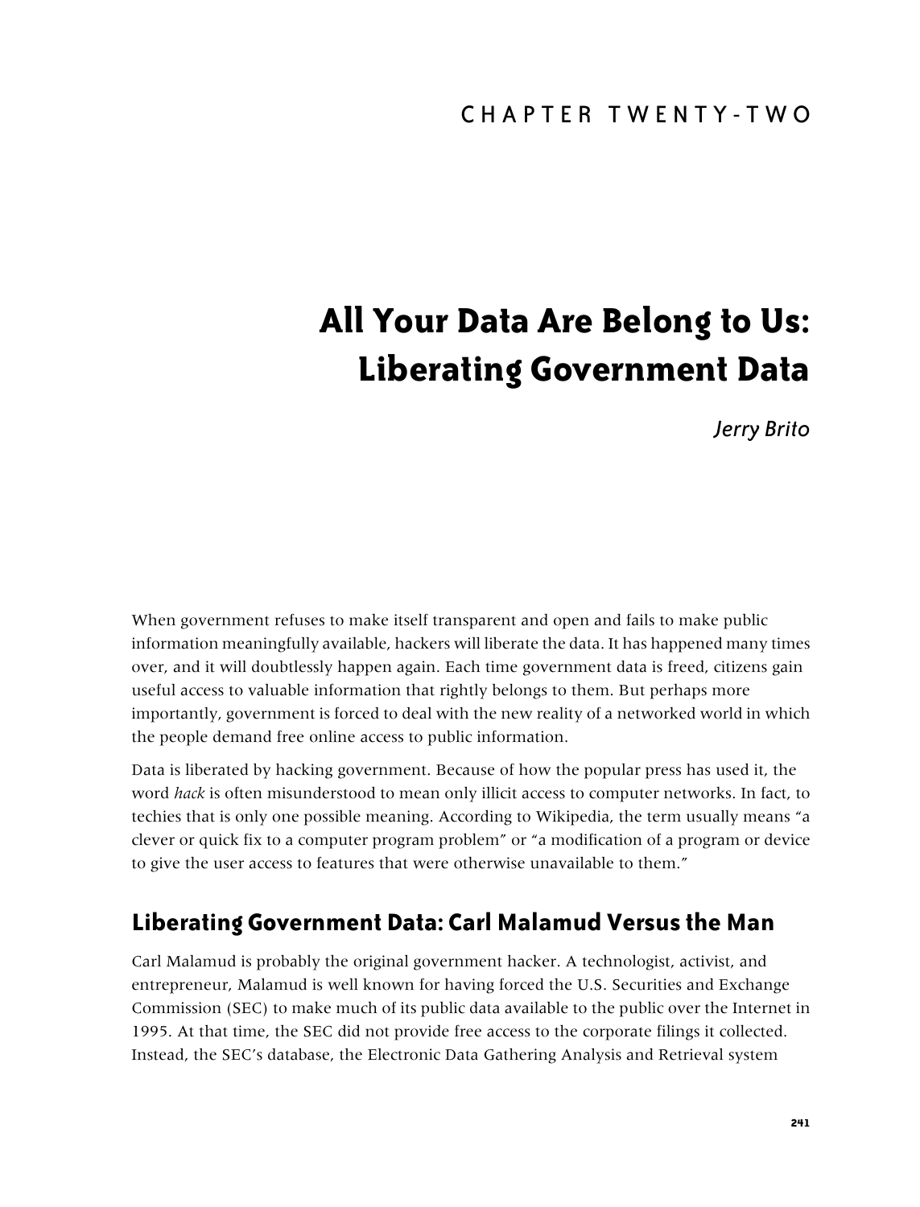CHAPTER TWENTY-TWO

# All Your Data Are Belong to Us: Liberating Government Data

*Jerry Brito*

When government refuses to make itself transparent and open and fails to make public information meaningfully available, hackers will liberate the data. It has happened many times over, and it will doubtlessly happen again. Each time government data is freed, citizens gain useful access to valuable information that rightly belongs to them. But perhaps more importantly, government is forced to deal with the new reality of a networked world in which the people demand free online access to public information.

Data is liberated by hacking government. Because of how the popular press has used it, the word *hack* is often misunderstood to mean only illicit access to computer networks. In fact, to techies that is only one possible meaning. According to Wikipedia, the term usually means "a clever or quick fix to a computer program problem" or "a modification of a program or device to give the user access to features that were otherwise unavailable to them."

## Liberating Government Data: Carl Malamud Versus the Man

Carl Malamud is probably the original government hacker. A technologist, activist, and entrepreneur, Malamud is well known for having forced the U.S. Securities and Exchange Commission (SEC) to make much of its public data available to the public over the Internet in 1995. At that time, the SEC did not provide free access to the corporate filings it collected. Instead, the SEC's database, the Electronic Data Gathering Analysis and Retrieval system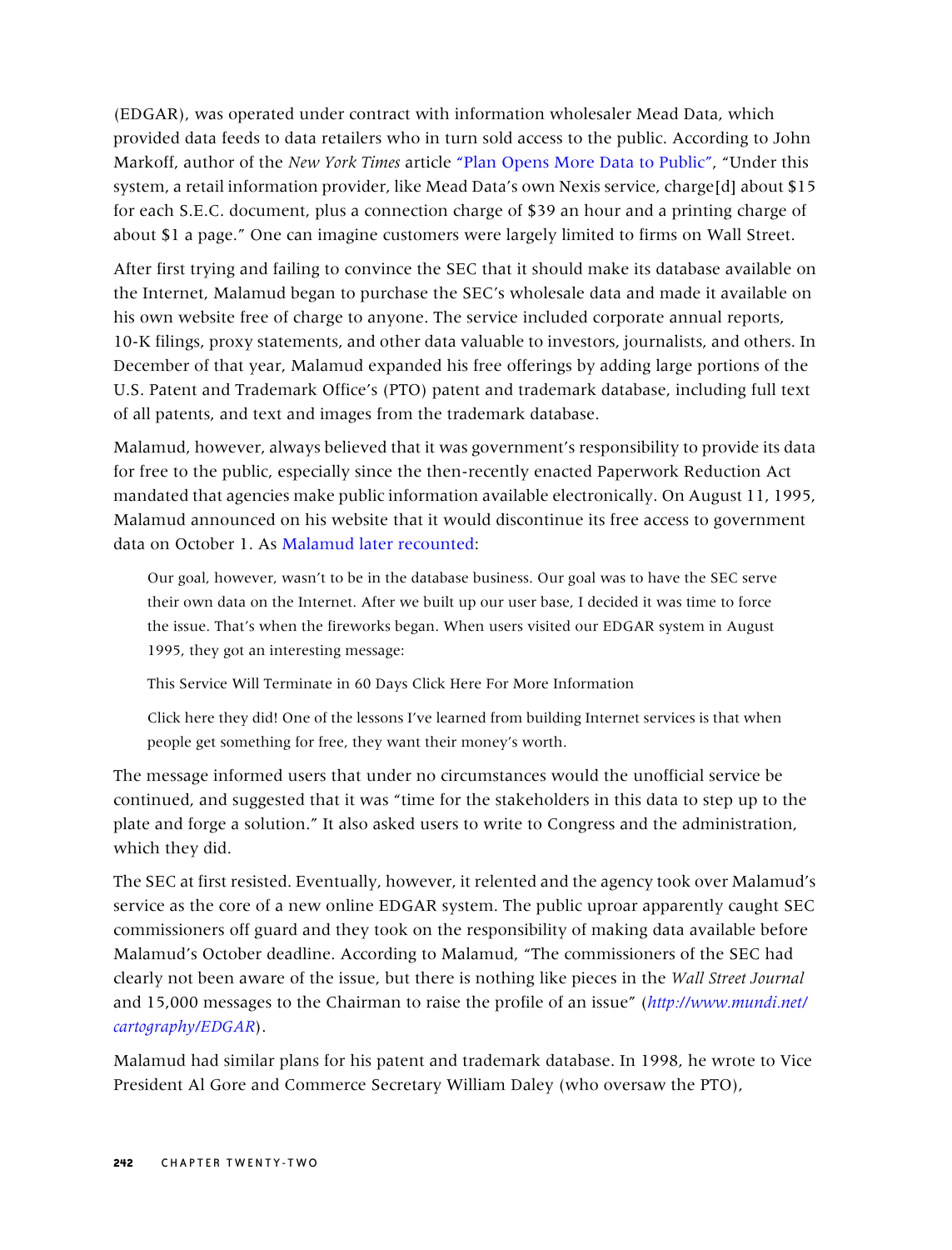(EDGAR), was operated under contract with information wholesaler Mead Data, which provided data feeds to data retailers who in turn sold access to the public. According to John Markoff, author of the *New York Times* article "Plan Opens More Data to Public", "Under this system, a retail information provider, like Mead Data's own Nexis service, charge[d] about $15 for each S.E.C. document, plus a connection charge of $39 an hour and a printing charge of about $1 a page." One can imagine customers were largely limited to firms on Wall Street.

After first trying and failing to convince the SEC that it should make its database available on the Internet, Malamud began to purchase the SEC's wholesale data and made it available on his own website free of charge to anyone. The service included corporate annual reports, 10-K filings, proxy statements, and other data valuable to investors, journalists, and others. In December of that year, Malamud expanded his free offerings by adding large portions of the U.S. Patent and Trademark Office's (PTO) patent and trademark database, including full text of all patents, and text and images from the trademark database.

Malamud, however, always believed that it was government's responsibility to provide its data for free to the public, especially since the then-recently enacted Paperwork Reduction Act mandated that agencies make public information available electronically. On August 11, 1995, Malamud announced on his website that it would discontinue its free access to government data on October 1. As Malamud later recounted:

> Our goal, however, wasn't to be in the database business. Our goal was to have the SEC serve their own data on the Internet. After we built up our user base, I decided it was time to force the issue. That's when the fireworks began. When users visited our EDGAR system in August 1995, they got an interesting message:
>
> This Service Will Terminate in 60 Days Click Here For More Information
>
> Click here they did! One of the lessons I've learned from building Internet services is that when people get something for free, they want their money's worth.

The message informed users that under no circumstances would the unofficial service be continued, and suggested that it was "time for the stakeholders in this data to step up to the plate and forge a solution." It also asked users to write to Congress and the administration, which they did.

The SEC at first resisted. Eventually, however, it relented and the agency took over Malamud's service as the core of a new online EDGAR system. The public uproar apparently caught SEC commissioners off guard and they took on the responsibility of making data available before Malamud's October deadline. According to Malamud, "The commissioners of the SEC had clearly not been aware of the issue, but there is nothing like pieces in the *Wall Street Journal* and 15,000 messages to the Chairman to raise the profile of an issue" (*http://www.mundi.net/cartography/EDGAR*).

Malamud had similar plans for his patent and trademark database. In 1998, he wrote to Vice President Al Gore and Commerce Secretary William Daley (who oversaw the PTO),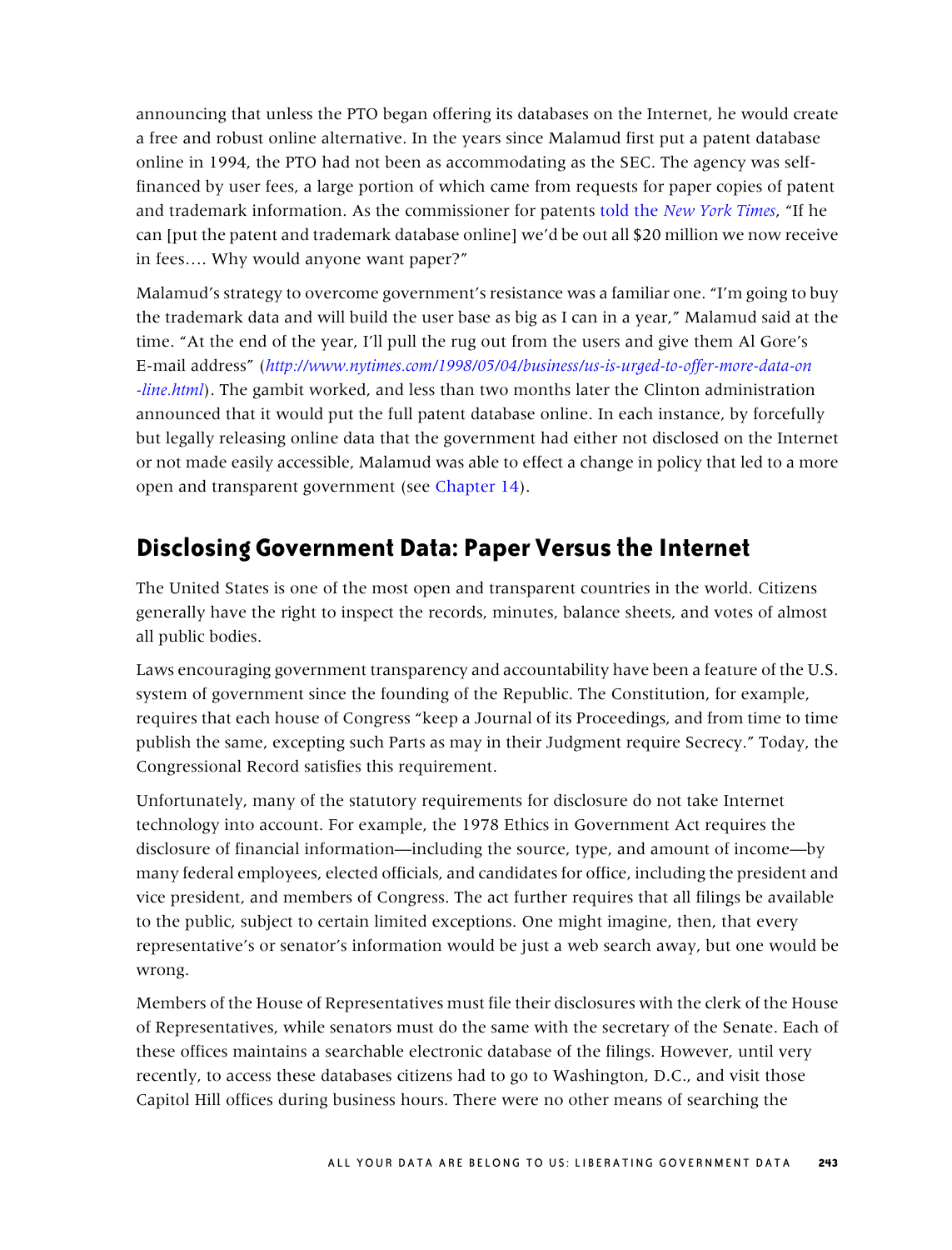announcing that unless the PTO began offering its databases on the Internet, he would create a free and robust online alternative. In the years since Malamud first put a patent database online in 1994, the PTO had not been as accommodating as the SEC. The agency was self-financed by user fees, a large portion of which came from requests for paper copies of patent and trademark information. As the commissioner for patents told the *New York Times*, "If he can [put the patent and trademark database online] we'd be out all $20 million we now receive in fees.... Why would anyone want paper?"

Malamud's strategy to overcome government's resistance was a familiar one. "I'm going to buy the trademark data and will build the user base as big as I can in a year," Malamud said at the time. "At the end of the year, I'll pull the rug out from the users and give them Al Gore's E-mail address" (*http://www.nytimes.com/1998/05/04/business/us-is-urged-to-offer-more-data-on-line.html*). The gambit worked, and less than two months later the Clinton administration announced that it would put the full patent database online. In each instance, by forcefully but legally releasing online data that the government had either not disclosed on the Internet or not made easily accessible, Malamud was able to effect a change in policy that led to a more open and transparent government (see Chapter 14).

## Disclosing Government Data: Paper Versus the Internet

The United States is one of the most open and transparent countries in the world. Citizens generally have the right to inspect the records, minutes, balance sheets, and votes of almost all public bodies.

Laws encouraging government transparency and accountability have been a feature of the U.S. system of government since the founding of the Republic. The Constitution, for example, requires that each house of Congress "keep a Journal of its Proceedings, and from time to time publish the same, excepting such Parts as may in their Judgment require Secrecy." Today, the Congressional Record satisfies this requirement.

Unfortunately, many of the statutory requirements for disclosure do not take Internet technology into account. For example, the 1978 Ethics in Government Act requires the disclosure of financial information—including the source, type, and amount of income—by many federal employees, elected officials, and candidates for office, including the president and vice president, and members of Congress. The act further requires that all filings be available to the public, subject to certain limited exceptions. One might imagine, then, that every representative's or senator's information would be just a web search away, but one would be wrong.

Members of the House of Representatives must file their disclosures with the clerk of the House of Representatives, while senators must do the same with the secretary of the Senate. Each of these offices maintains a searchable electronic database of the filings. However, until very recently, to access these databases citizens had to go to Washington, D.C., and visit those Capitol Hill offices during business hours. There were no other means of searching the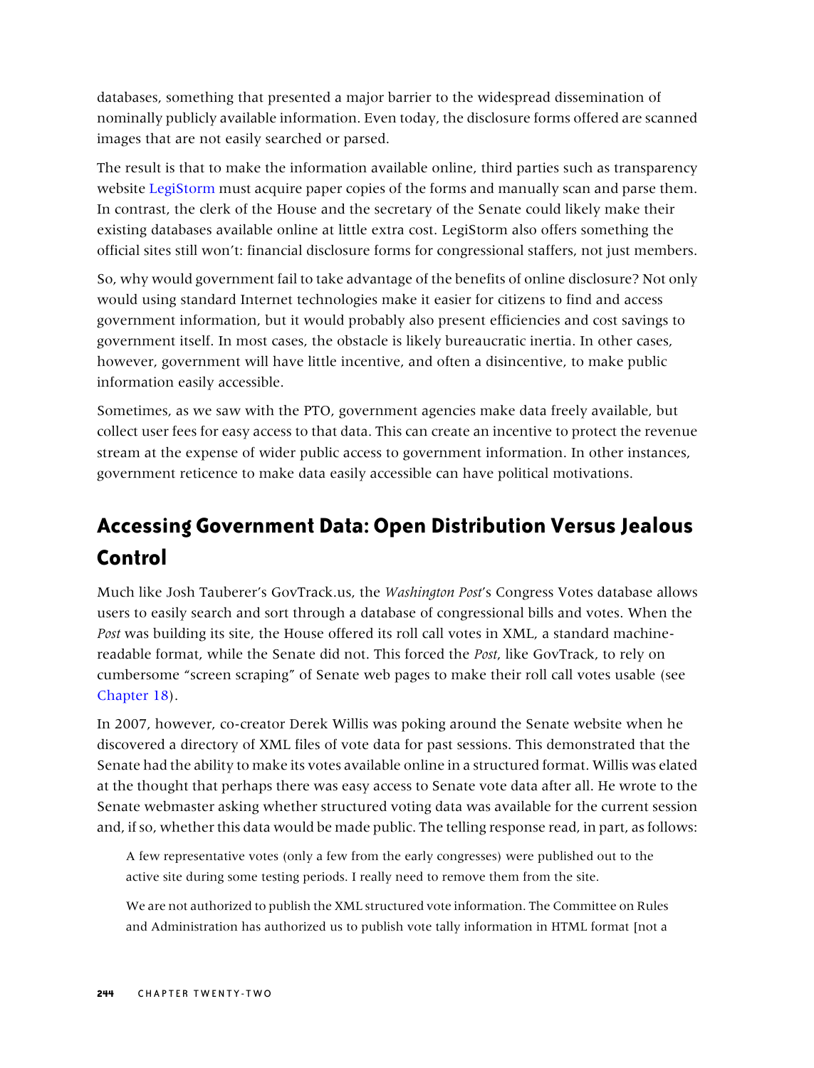databases, something that presented a major barrier to the widespread dissemination of nominally publicly available information. Even today, the disclosure forms offered are scanned images that are not easily searched or parsed.

The result is that to make the information available online, third parties such as transparency website LegiStorm must acquire paper copies of the forms and manually scan and parse them. In contrast, the clerk of the House and the secretary of the Senate could likely make their existing databases available online at little extra cost. LegiStorm also offers something the official sites still won't: financial disclosure forms for congressional staffers, not just members.

So, why would government fail to take advantage of the benefits of online disclosure? Not only would using standard Internet technologies make it easier for citizens to find and access government information, but it would probably also present efficiencies and cost savings to government itself. In most cases, the obstacle is likely bureaucratic inertia. In other cases, however, government will have little incentive, and often a disincentive, to make public information easily accessible.

Sometimes, as we saw with the PTO, government agencies make data freely available, but collect user fees for easy access to that data. This can create an incentive to protect the revenue stream at the expense of wider public access to government information. In other instances, government reticence to make data easily accessible can have political motivations.

## Accessing Government Data: Open Distribution Versus Jealous Control

Much like Josh Tauberer's GovTrack.us, the *Washington Post*'s Congress Votes database allows users to easily search and sort through a database of congressional bills and votes. When the *Post* was building its site, the House offered its roll call votes in XML, a standard machine-readable format, while the Senate did not. This forced the *Post*, like GovTrack, to rely on cumbersome "screen scraping" of Senate web pages to make their roll call votes usable (see Chapter 18).

In 2007, however, co-creator Derek Willis was poking around the Senate website when he discovered a directory of XML files of vote data for past sessions. This demonstrated that the Senate had the ability to make its votes available online in a structured format. Willis was elated at the thought that perhaps there was easy access to Senate vote data after all. He wrote to the Senate webmaster asking whether structured voting data was available for the current session and, if so, whether this data would be made public. The telling response read, in part, as follows:

> A few representative votes (only a few from the early congresses) were published out to the active site during some testing periods. I really need to remove them from the site.
>
> We are not authorized to publish the XML structured vote information. The Committee on Rules and Administration has authorized us to publish vote tally information in HTML format [not a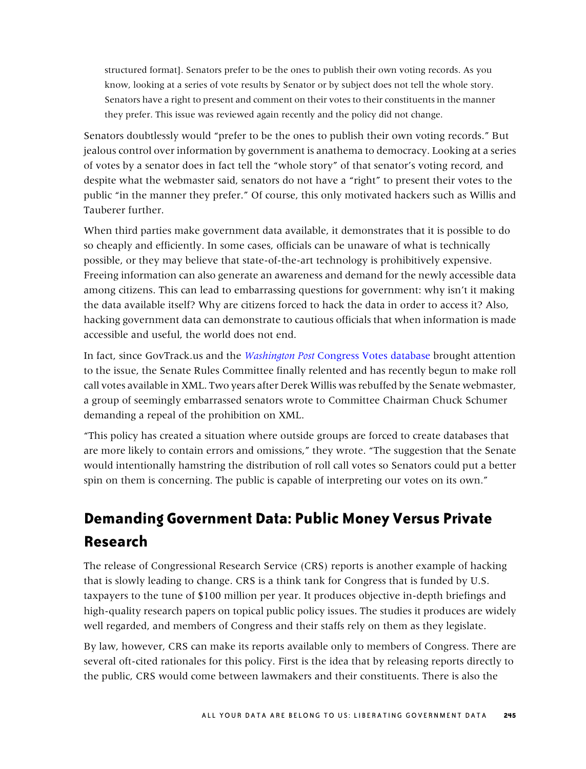> structured format]. Senators prefer to be the ones to publish their own voting records. As you know, looking at a series of vote results by Senator or by subject does not tell the whole story. Senators have a right to present and comment on their votes to their constituents in the manner they prefer. This issue was reviewed again recently and the policy did not change.

Senators doubtlessly would "prefer to be the ones to publish their own voting records." But jealous control over information by government is anathema to democracy. Looking at a series of votes by a senator does in fact tell the "whole story" of that senator's voting record, and despite what the webmaster said, senators do not have a "right" to present their votes to the public "in the manner they prefer." Of course, this only motivated hackers such as Willis and Tauberer further.

When third parties make government data available, it demonstrates that it is possible to do so cheaply and efficiently. In some cases, officials can be unaware of what is technically possible, or they may believe that state-of-the-art technology is prohibitively expensive. Freeing information can also generate an awareness and demand for the newly accessible data among citizens. This can lead to embarrassing questions for government: why isn't it making the data available itself? Why are citizens forced to hack the data in order to access it? Also, hacking government data can demonstrate to cautious officials that when information is made accessible and useful, the world does not end.

In fact, since GovTrack.us and the *Washington Post* Congress Votes database brought attention to the issue, the Senate Rules Committee finally relented and has recently begun to make roll call votes available in XML. Two years after Derek Willis was rebuffed by the Senate webmaster, a group of seemingly embarrassed senators wrote to Committee Chairman Chuck Schumer demanding a repeal of the prohibition on XML.

"This policy has created a situation where outside groups are forced to create databases that are more likely to contain errors and omissions," they wrote. "The suggestion that the Senate would intentionally hamstring the distribution of roll call votes so Senators could put a better spin on them is concerning. The public is capable of interpreting our votes on its own."

## Demanding Government Data: Public Money Versus Private Research

The release of Congressional Research Service (CRS) reports is another example of hacking that is slowly leading to change. CRS is a think tank for Congress that is funded by U.S. taxpayers to the tune of $100 million per year. It produces objective in-depth briefings and high-quality research papers on topical public policy issues. The studies it produces are widely well regarded, and members of Congress and their staffs rely on them as they legislate.

By law, however, CRS can make its reports available only to members of Congress. There are several oft-cited rationales for this policy. First is the idea that by releasing reports directly to the public, CRS would come between lawmakers and their constituents. There is also the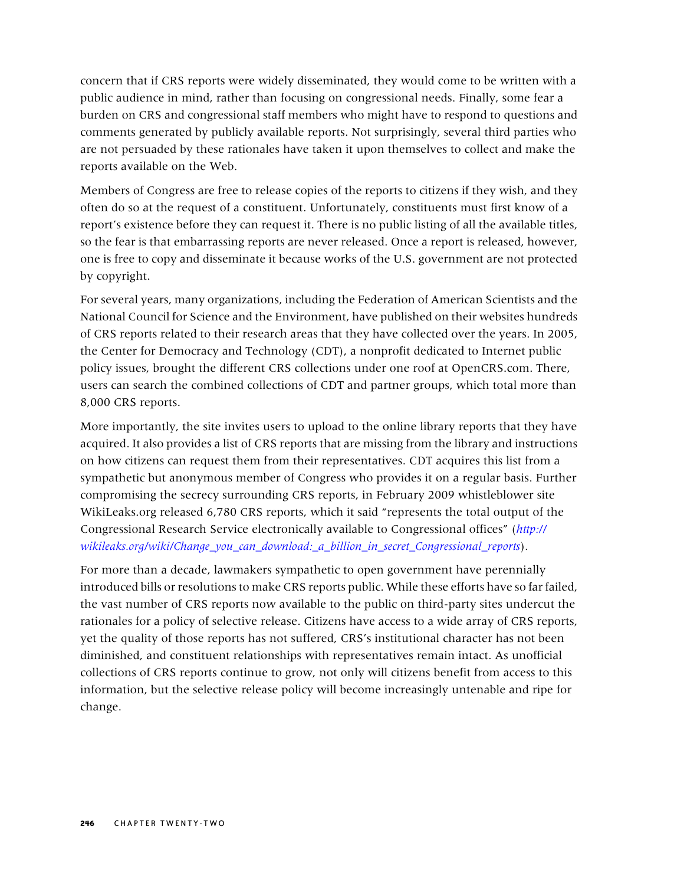concern that if CRS reports were widely disseminated, they would come to be written with a public audience in mind, rather than focusing on congressional needs. Finally, some fear a burden on CRS and congressional staff members who might have to respond to questions and comments generated by publicly available reports. Not surprisingly, several third parties who are not persuaded by these rationales have taken it upon themselves to collect and make the reports available on the Web.

Members of Congress are free to release copies of the reports to citizens if they wish, and they often do so at the request of a constituent. Unfortunately, constituents must first know of a report's existence before they can request it. There is no public listing of all the available titles, so the fear is that embarrassing reports are never released. Once a report is released, however, one is free to copy and disseminate it because works of the U.S. government are not protected by copyright.

For several years, many organizations, including the Federation of American Scientists and the National Council for Science and the Environment, have published on their websites hundreds of CRS reports related to their research areas that they have collected over the years. In 2005, the Center for Democracy and Technology (CDT), a nonprofit dedicated to Internet public policy issues, brought the different CRS collections under one roof at OpenCRS.com. There, users can search the combined collections of CDT and partner groups, which total more than 8,000 CRS reports.

More importantly, the site invites users to upload to the online library reports that they have acquired. It also provides a list of CRS reports that are missing from the library and instructions on how citizens can request them from their representatives. CDT acquires this list from a sympathetic but anonymous member of Congress who provides it on a regular basis. Further compromising the secrecy surrounding CRS reports, in February 2009 whistleblower site WikiLeaks.org released 6,780 CRS reports, which it said "represents the total output of the Congressional Research Service electronically available to Congressional offices" (*http://wikileaks.org/wiki/Change_you_can_download:_a_billion_in_secret_Congressional_reports*).

For more than a decade, lawmakers sympathetic to open government have perennially introduced bills or resolutions to make CRS reports public. While these efforts have so far failed, the vast number of CRS reports now available to the public on third-party sites undercut the rationales for a policy of selective release. Citizens have access to a wide array of CRS reports, yet the quality of those reports has not suffered, CRS's institutional character has not been diminished, and constituent relationships with representatives remain intact. As unofficial collections of CRS reports continue to grow, not only will citizens benefit from access to this information, but the selective release policy will become increasingly untenable and ripe for change.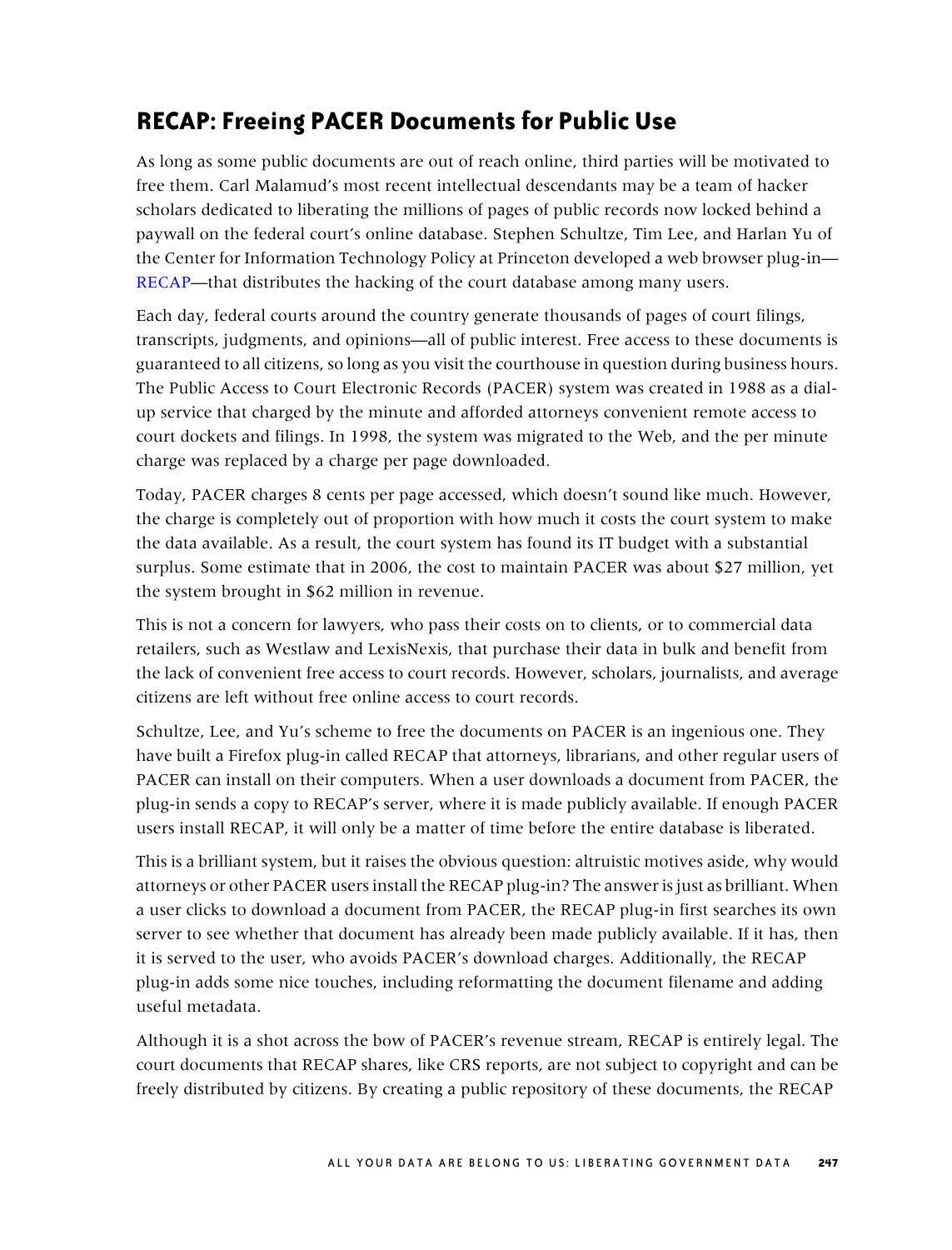## RECAP: Freeing PACER Documents for Public Use

As long as some public documents are out of reach online, third parties will be motivated to free them. Carl Malamud's most recent intellectual descendants may be a team of hacker scholars dedicated to liberating the millions of pages of public records now locked behind a paywall on the federal court's online database. Stephen Schultze, Tim Lee, and Harlan Yu of the Center for Information Technology Policy at Princeton developed a web browser plug-in—RECAP—that distributes the hacking of the court database among many users.

Each day, federal courts around the country generate thousands of pages of court filings, transcripts, judgments, and opinions—all of public interest. Free access to these documents is guaranteed to all citizens, so long as you visit the courthouse in question during business hours. The Public Access to Court Electronic Records (PACER) system was created in 1988 as a dial-up service that charged by the minute and afforded attorneys convenient remote access to court dockets and filings. In 1998, the system was migrated to the Web, and the per minute charge was replaced by a charge per page downloaded.

Today, PACER charges 8 cents per page accessed, which doesn't sound like much. However, the charge is completely out of proportion with how much it costs the court system to make the data available. As a result, the court system has found its IT budget with a substantial surplus. Some estimate that in 2006, the cost to maintain PACER was about $27 million, yet the system brought in $62 million in revenue.

This is not a concern for lawyers, who pass their costs on to clients, or to commercial data retailers, such as Westlaw and LexisNexis, that purchase their data in bulk and benefit from the lack of convenient free access to court records. However, scholars, journalists, and average citizens are left without free online access to court records.

Schultze, Lee, and Yu's scheme to free the documents on PACER is an ingenious one. They have built a Firefox plug-in called RECAP that attorneys, librarians, and other regular users of PACER can install on their computers. When a user downloads a document from PACER, the plug-in sends a copy to RECAP's server, where it is made publicly available. If enough PACER users install RECAP, it will only be a matter of time before the entire database is liberated.

This is a brilliant system, but it raises the obvious question: altruistic motives aside, why would attorneys or other PACER users install the RECAP plug-in? The answer is just as brilliant. When a user clicks to download a document from PACER, the RECAP plug-in first searches its own server to see whether that document has already been made publicly available. If it has, then it is served to the user, who avoids PACER's download charges. Additionally, the RECAP plug-in adds some nice touches, including reformatting the document filename and adding useful metadata.

Although it is a shot across the bow of PACER's revenue stream, RECAP is entirely legal. The court documents that RECAP shares, like CRS reports, are not subject to copyright and can be freely distributed by citizens. By creating a public repository of these documents, the RECAP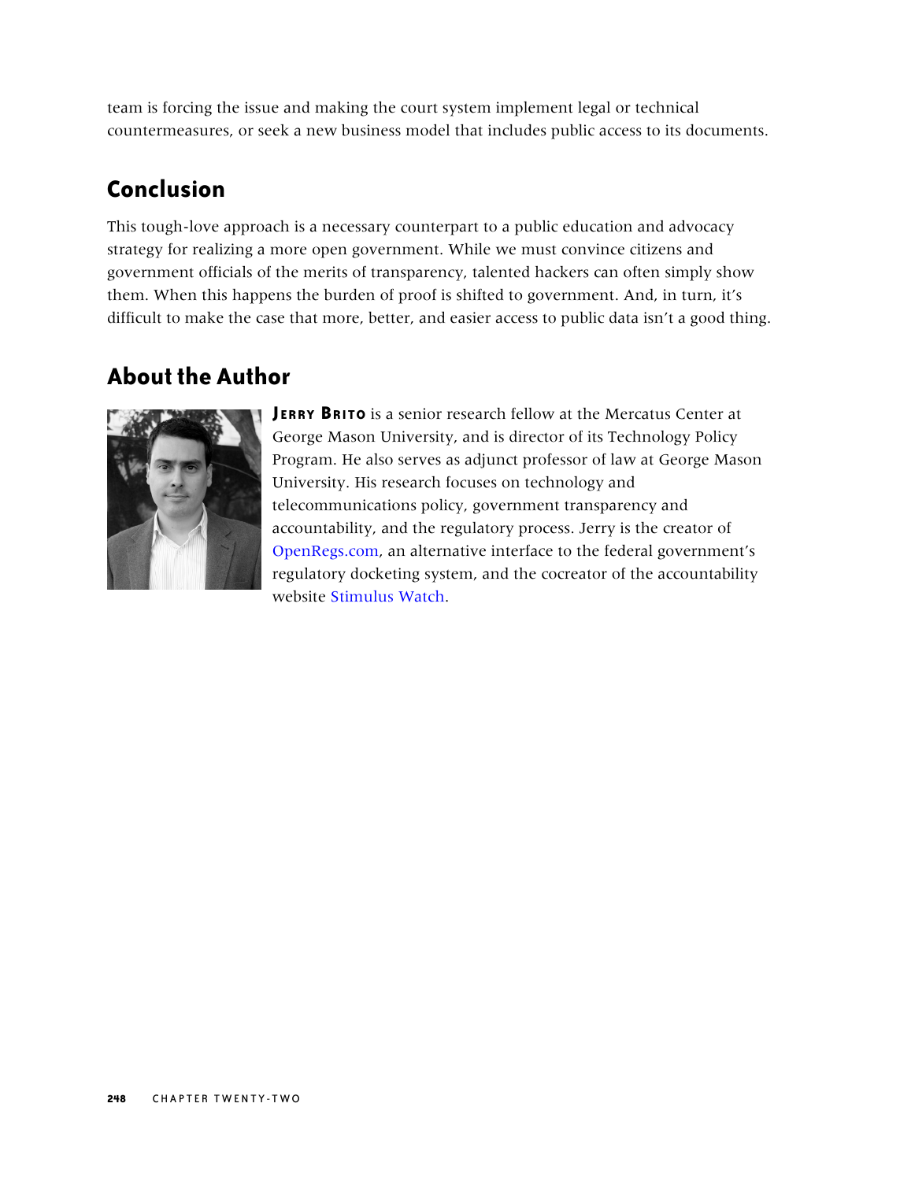team is forcing the issue and making the court system implement legal or technical countermeasures, or seek a new business model that includes public access to its documents.

## Conclusion

This tough-love approach is a necessary counterpart to a public education and advocacy strategy for realizing a more open government. While we must convince citizens and government officials of the merits of transparency, talented hackers can often simply show them. When this happens the burden of proof is shifted to government. And, in turn, it's difficult to make the case that more, better, and easier access to public data isn't a good thing.

## About the Author

**Jerry Brito** is a senior research fellow at the Mercatus Center at George Mason University, and is director of its Technology Policy Program. He also serves as adjunct professor of law at George Mason University. His research focuses on technology and telecommunications policy, government transparency and accountability, and the regulatory process. Jerry is the creator of OpenRegs.com, an alternative interface to the federal government's regulatory docketing system, and the cocreator of the accountability website Stimulus Watch.